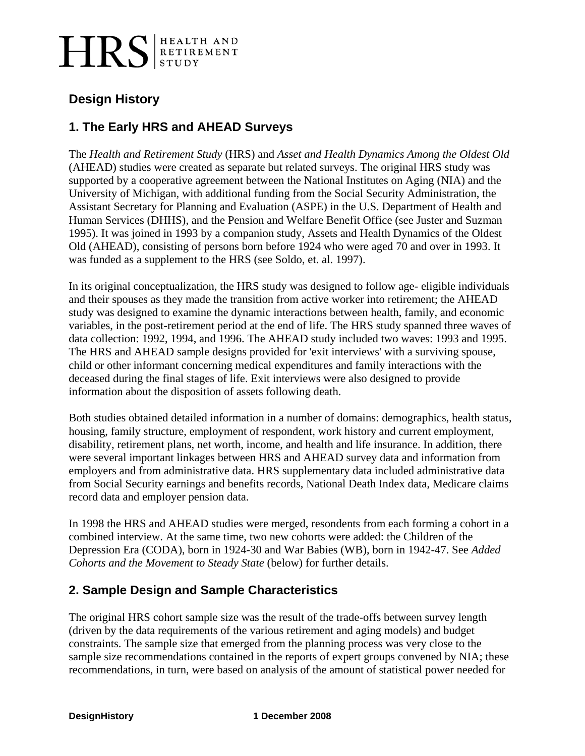# Design History

## 1. The Early HRS and AHEAD Surveys

The *Health and Retirement Study* (HRS) and *Asset and Health Dynamics Among the Oldest Old* (AHEAD) studies were created as separate but related surveys. The original HRS study was supported by a cooperative agreement between the National Institutes on Aging (NIA) and the University of Michigan, with additional funding from the Social Security Administration, the Assistant Secretary for Planning and Evaluation (ASPE) in the U.S. Department of Health and Human Services (DHHS), and the Pension and Welfare Benefit Office (see Juster and Suzman 1995). It was joined in 1993 by a companion study, Assets and Health Dynamics of the Oldest Old (AHEAD), consisting of persons born before 1924 who were aged 70 and over in 1993. It was funded as a supplement to the HRS (see Soldo, et. al. 1997).

In its original conceptualization, the HRS study was designed to follow age- eligible individuals and their spouses as they made the transition from active worker into retirement; the AHEAD study was designed to examine the dynamic interactions between health, family, and economic variables, in the post-retirement period at the end of life. The HRS study spanned three waves of data collection: 1992, 1994, and 1996. The AHEAD study included two waves: 1993 and 1995. The HRS and AHEAD sample designs provided for 'exit interviews' with a surviving spouse, child or other informant concerning medical expenditures and family interactions with the deceased during the final stages of life. Exit interviews were also designed to provide information about the disposition of assets following death.

Both studies obtained detailed information in a number of domains: demographics, health status, housing, family structure, employment of respondent, work history and current employment, disability, retirement plans, net worth, income, and health and life insurance. In addition, there were several important linkages between HRS and AHEAD survey data and information from employers and from administrative data. HRS supplementary data included administrative data from Social Security earnings and benefits records, National Death Index data, Medicare claims record data and employer pension data.

In 1998 the HRS and AHEAD studies were merged, resondents from each forming a cohort in a combined interview. At the same time, two new cohorts were added: the Children of the Depression Era (CODA), born in 1924-30 and War Babies (WB), born in 1942-47. See *Added Cohorts and the Movement to Steady State* (below) for further details.

## 2. Sample Design and Sample Characteristics

The original HRS cohort sample size was the result of the trade-offs between survey length (driven by the data requirements of the various retirement and aging models) and budget constraints. The sample size that emerged from the planning process was very close to the sample size recommendations contained in the reports of expert groups convened by NIA; these recommendations, in turn, were based on analysis of the amount of statistical power needed for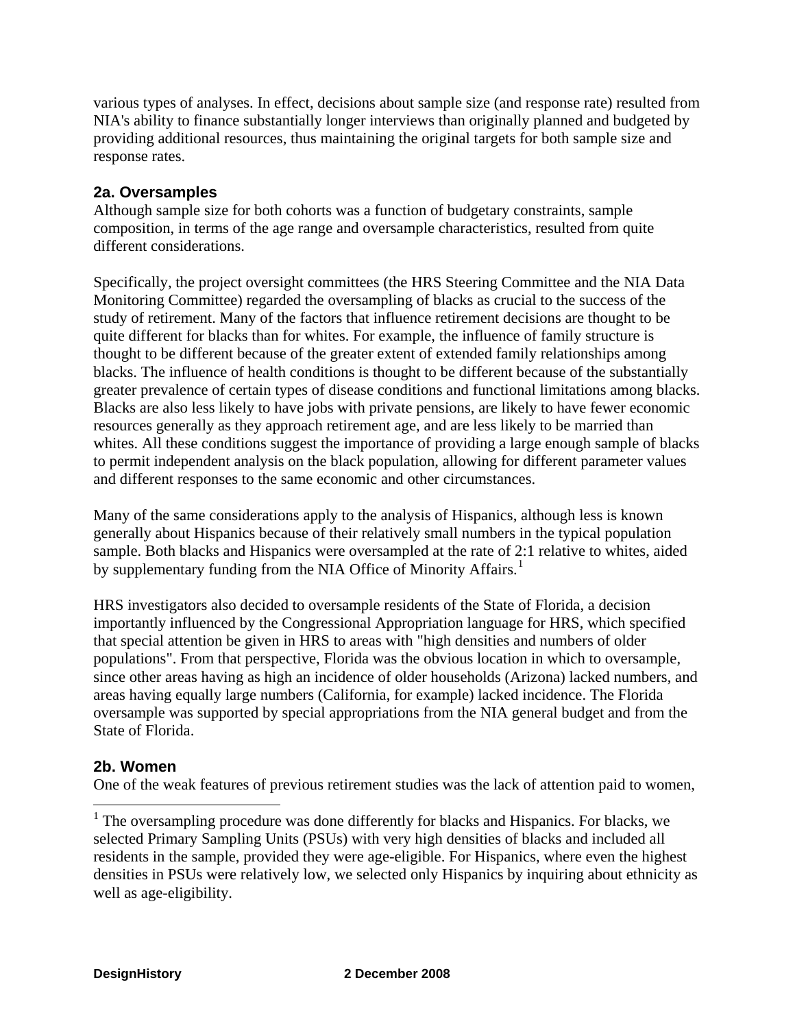various types of analyses. In effect, decisions about sample size (and response rate) resulted from NIA's ability to finance substantially longer interviews than originally planned and budgeted by providing additional resources, thus maintaining the original targets for both sample size and response rates.

## 2a. Oversamples

Although sample size for both cohorts was a function of budgetary constraints, sample composition, in terms of the age range and oversample characteristics, resulted from quite different considerations.

Specifically, the project oversight committees (the HRS Steering Committee and the NIA Data Monitoring Committee) regarded the oversampling of blacks as crucial to the success of the study of retirement. Many of the factors that influence retirement decisions are thought to be quite different for blacks than for whites. For example, the influence of family structure is thought to be different because of the greater extent of extended family relationships among blacks. The influence of health conditions is thought to be different because of the substantially greater prevalence of certain types of disease conditions and functional limitations among blacks. Blacks are also less likely to have jobs with private pensions, are likely to have fewer economic resources generally as they approach retirement age, and are less likely to be married than whites. All these conditions suggest the importance of providing a large enough sample of blacks to permit independent analysis on the black population, allowing for different parameter values and different responses to the same economic and other circumstances.

Many of the same considerations apply to the analysis of Hispanics, although less is known generally about Hispanics because of their relatively small numbers in the typical population sample. Both blacks and Hispanics were oversampled at the rate of 2:1 relative to whites, aided by supplementary funding from the NIA Office of Minority Affairs.[1]

HRS investigators also decided to oversample residents of the State of Florida, a decision importantly influenced by the Congressional Appropriation language for HRS, which specified that special attention be given in HRS to areas with "high densities and numbers of older populations". From that perspective, Florida was the obvious location in which to oversample, since other areas having as high an incidence of older households (Arizona) lacked numbers, and areas having equally large numbers (California, for example) lacked incidence. The Florida oversample was supported by special appropriations from the NIA general budget and from the State of Florida.

## 2b. Women

One of the weak features of previous retirement studies was the lack of attention paid to women,

[1] The oversampling procedure was done differently for blacks and Hispanics. For blacks, we selected Primary Sampling Units (PSUs) with very high densities of blacks and included all residents in the sample, provided they were age-eligible. For Hispanics, where even the highest densities in PSUs were relatively low, we selected only Hispanics by inquiring about ethnicity as well as age-eligibility.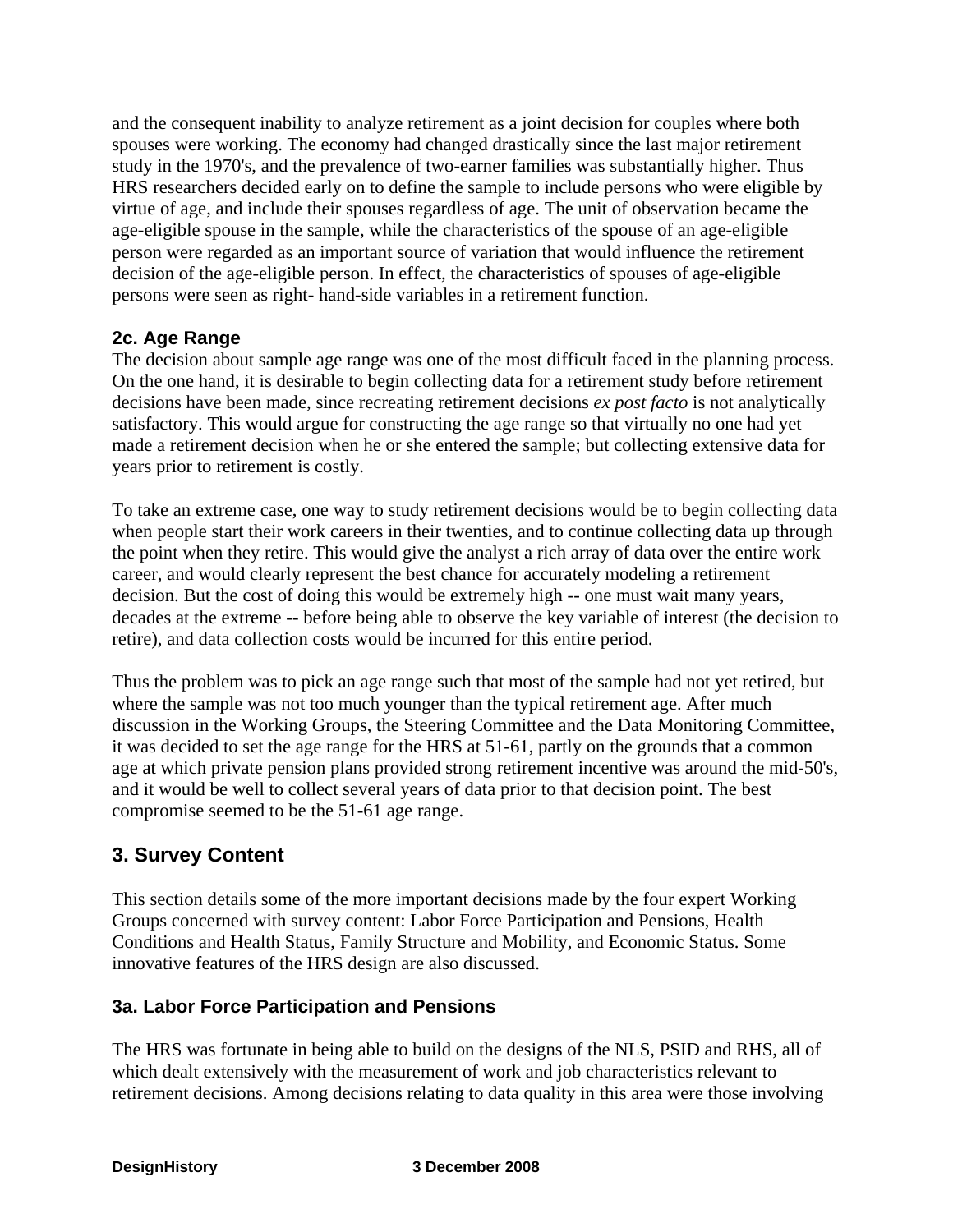and the consequent inability to analyze retirement as a joint decision for couples where both spouses were working. The economy had changed drastically since the last major retirement study in the 1970's, and the prevalence of two-earner families was substantially higher. Thus HRS researchers decided early on to define the sample to include persons who were eligible by virtue of age, and include their spouses regardless of age. The unit of observation became the age-eligible spouse in the sample, while the characteristics of the spouse of an age-eligible person were regarded as an important source of variation that would influence the retirement decision of the age-eligible person. In effect, the characteristics of spouses of age-eligible persons were seen as right- hand-side variables in a retirement function.

### 2c. Age Range

The decision about sample age range was one of the most difficult faced in the planning process. On the one hand, it is desirable to begin collecting data for a retirement study before retirement decisions have been made, since recreating retirement decisions *ex post facto* is not analytically satisfactory. This would argue for constructing the age range so that virtually no one had yet made a retirement decision when he or she entered the sample; but collecting extensive data for years prior to retirement is costly.

To take an extreme case, one way to study retirement decisions would be to begin collecting data when people start their work careers in their twenties, and to continue collecting data up through the point when they retire. This would give the analyst a rich array of data over the entire work career, and would clearly represent the best chance for accurately modeling a retirement decision. But the cost of doing this would be extremely high -- one must wait many years, decades at the extreme -- before being able to observe the key variable of interest (the decision to retire), and data collection costs would be incurred for this entire period.

Thus the problem was to pick an age range such that most of the sample had not yet retired, but where the sample was not too much younger than the typical retirement age. After much discussion in the Working Groups, the Steering Committee and the Data Monitoring Committee, it was decided to set the age range for the HRS at 51-61, partly on the grounds that a common age at which private pension plans provided strong retirement incentive was around the mid-50's, and it would be well to collect several years of data prior to that decision point. The best compromise seemed to be the 51-61 age range.

## 3. Survey Content

This section details some of the more important decisions made by the four expert Working Groups concerned with survey content: Labor Force Participation and Pensions, Health Conditions and Health Status, Family Structure and Mobility, and Economic Status. Some innovative features of the HRS design are also discussed.

### 3a. Labor Force Participation and Pensions

The HRS was fortunate in being able to build on the designs of the NLS, PSID and RHS, all of which dealt extensively with the measurement of work and job characteristics relevant to retirement decisions. Among decisions relating to data quality in this area were those involving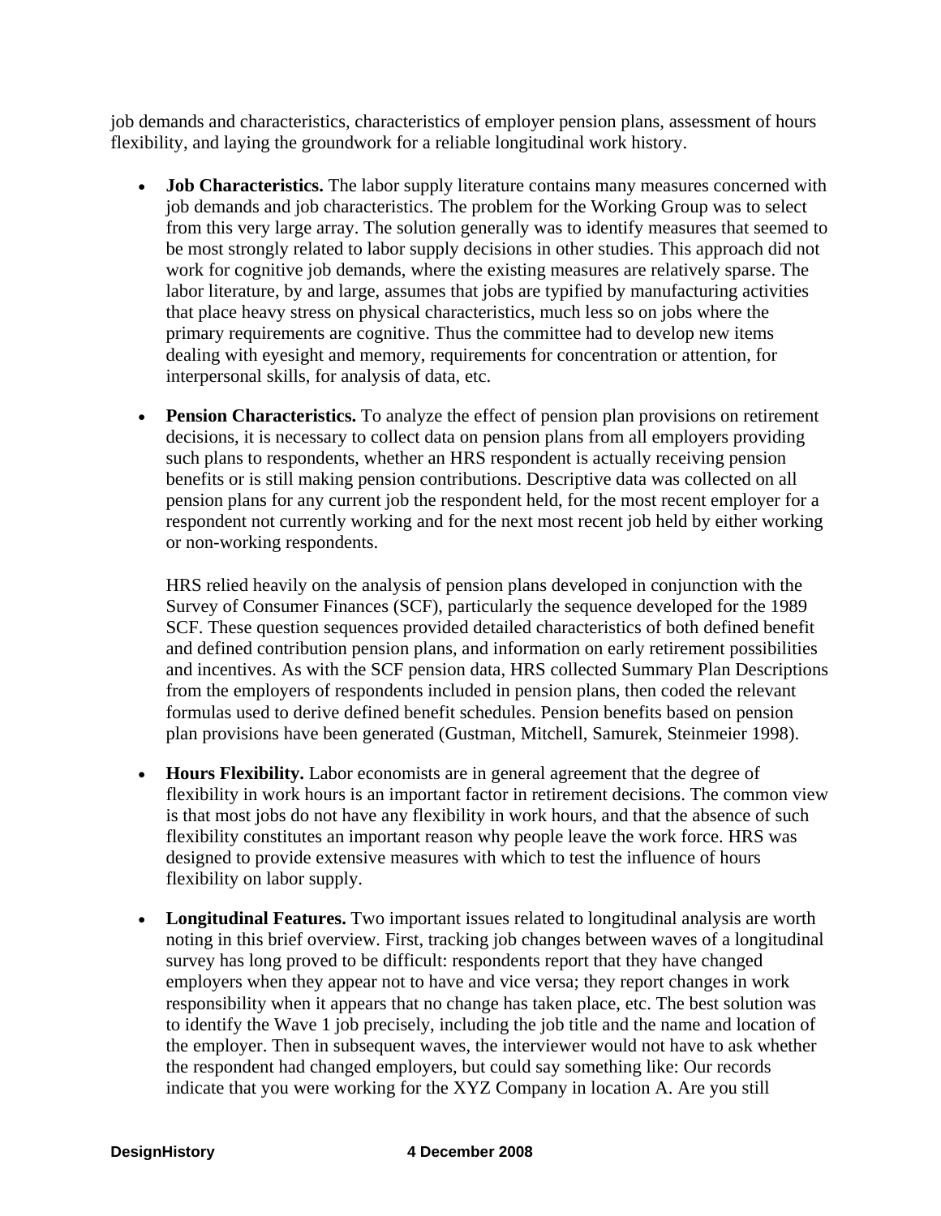job demands and characteristics, characteristics of employer pension plans, assessment of hours flexibility, and laying the groundwork for a reliable longitudinal work history.

- **Job Characteristics.** The labor supply literature contains many measures concerned with job demands and job characteristics. The problem for the Working Group was to select from this very large array. The solution generally was to identify measures that seemed to be most strongly related to labor supply decisions in other studies. This approach did not work for cognitive job demands, where the existing measures are relatively sparse. The labor literature, by and large, assumes that jobs are typified by manufacturing activities that place heavy stress on physical characteristics, much less so on jobs where the primary requirements are cognitive. Thus the committee had to develop new items dealing with eyesight and memory, requirements for concentration or attention, for interpersonal skills, for analysis of data, etc.

- **Pension Characteristics.** To analyze the effect of pension plan provisions on retirement decisions, it is necessary to collect data on pension plans from all employers providing such plans to respondents, whether an HRS respondent is actually receiving pension benefits or is still making pension contributions. Descriptive data was collected on all pension plans for any current job the respondent held, for the most recent employer for a respondent not currently working and for the next most recent job held by either working or non-working respondents.

  HRS relied heavily on the analysis of pension plans developed in conjunction with the Survey of Consumer Finances (SCF), particularly the sequence developed for the 1989 SCF. These question sequences provided detailed characteristics of both defined benefit and defined contribution pension plans, and information on early retirement possibilities and incentives. As with the SCF pension data, HRS collected Summary Plan Descriptions from the employers of respondents included in pension plans, then coded the relevant formulas used to derive defined benefit schedules. Pension benefits based on pension plan provisions have been generated (Gustman, Mitchell, Samurek, Steinmeier 1998).

- **Hours Flexibility.** Labor economists are in general agreement that the degree of flexibility in work hours is an important factor in retirement decisions. The common view is that most jobs do not have any flexibility in work hours, and that the absence of such flexibility constitutes an important reason why people leave the work force. HRS was designed to provide extensive measures with which to test the influence of hours flexibility on labor supply.

- **Longitudinal Features.** Two important issues related to longitudinal analysis are worth noting in this brief overview. First, tracking job changes between waves of a longitudinal survey has long proved to be difficult: respondents report that they have changed employers when they appear not to have and vice versa; they report changes in work responsibility when it appears that no change has taken place, etc. The best solution was to identify the Wave 1 job precisely, including the job title and the name and location of the employer. Then in subsequent waves, the interviewer would not have to ask whether the respondent had changed employers, but could say something like: Our records indicate that you were working for the XYZ Company in location A. Are you still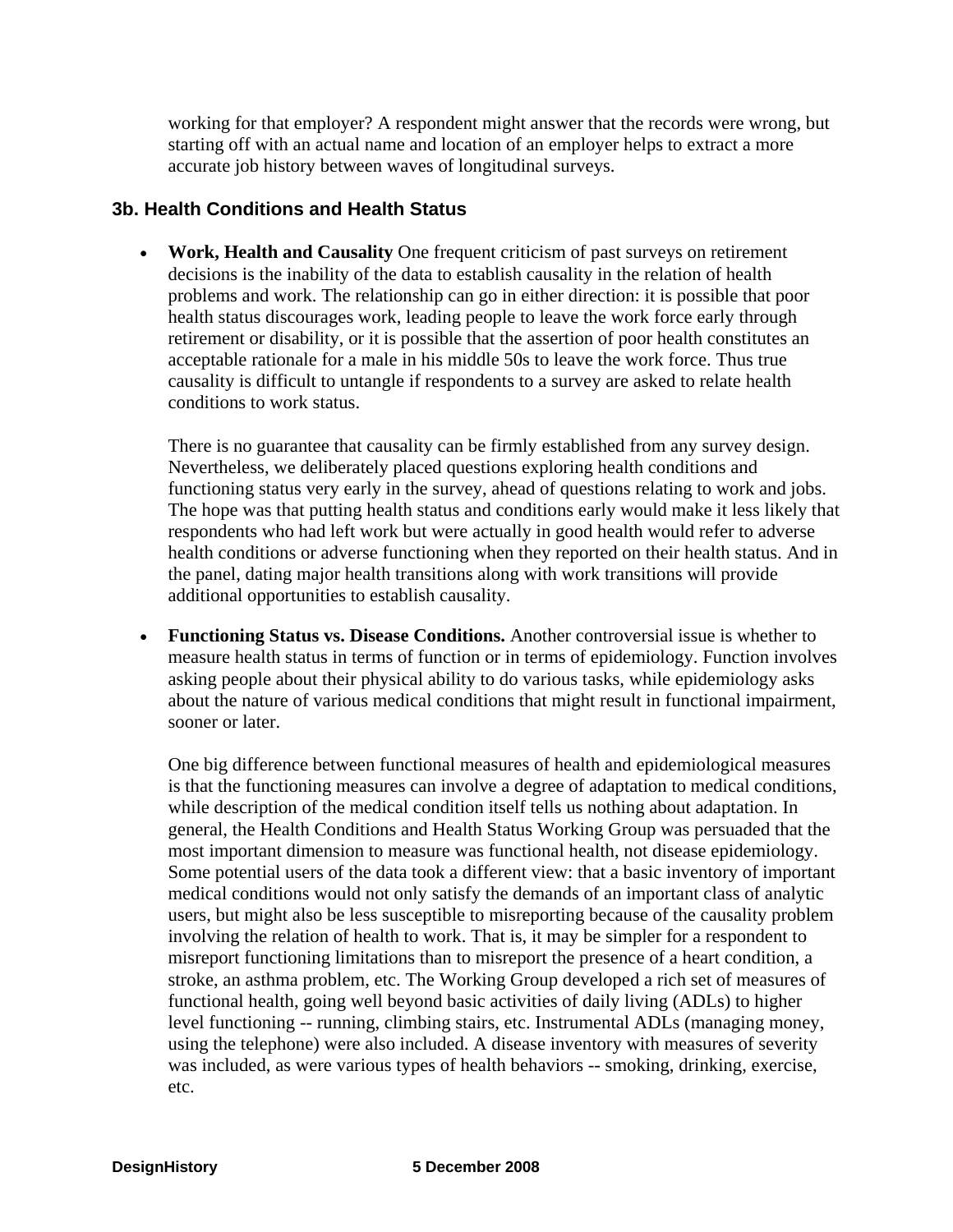working for that employer? A respondent might answer that the records were wrong, but starting off with an actual name and location of an employer helps to extract a more accurate job history between waves of longitudinal surveys.

### 3b. Health Conditions and Health Status

- **Work, Health and Causality** One frequent criticism of past surveys on retirement decisions is the inability of the data to establish causality in the relation of health problems and work. The relationship can go in either direction: it is possible that poor health status discourages work, leading people to leave the work force early through retirement or disability, or it is possible that the assertion of poor health constitutes an acceptable rationale for a male in his middle 50s to leave the work force. Thus true causality is difficult to untangle if respondents to a survey are asked to relate health conditions to work status.

  There is no guarantee that causality can be firmly established from any survey design. Nevertheless, we deliberately placed questions exploring health conditions and functioning status very early in the survey, ahead of questions relating to work and jobs. The hope was that putting health status and conditions early would make it less likely that respondents who had left work but were actually in good health would refer to adverse health conditions or adverse functioning when they reported on their health status. And in the panel, dating major health transitions along with work transitions will provide additional opportunities to establish causality.

- **Functioning Status vs. Disease Conditions.** Another controversial issue is whether to measure health status in terms of function or in terms of epidemiology. Function involves asking people about their physical ability to do various tasks, while epidemiology asks about the nature of various medical conditions that might result in functional impairment, sooner or later.

  One big difference between functional measures of health and epidemiological measures is that the functioning measures can involve a degree of adaptation to medical conditions, while description of the medical condition itself tells us nothing about adaptation. In general, the Health Conditions and Health Status Working Group was persuaded that the most important dimension to measure was functional health, not disease epidemiology. Some potential users of the data took a different view: that a basic inventory of important medical conditions would not only satisfy the demands of an important class of analytic users, but might also be less susceptible to misreporting because of the causality problem involving the relation of health to work. That is, it may be simpler for a respondent to misreport functioning limitations than to misreport the presence of a heart condition, a stroke, an asthma problem, etc. The Working Group developed a rich set of measures of functional health, going well beyond basic activities of daily living (ADLs) to higher level functioning -- running, climbing stairs, etc. Instrumental ADLs (managing money, using the telephone) were also included. A disease inventory with measures of severity was included, as were various types of health behaviors -- smoking, drinking, exercise, etc.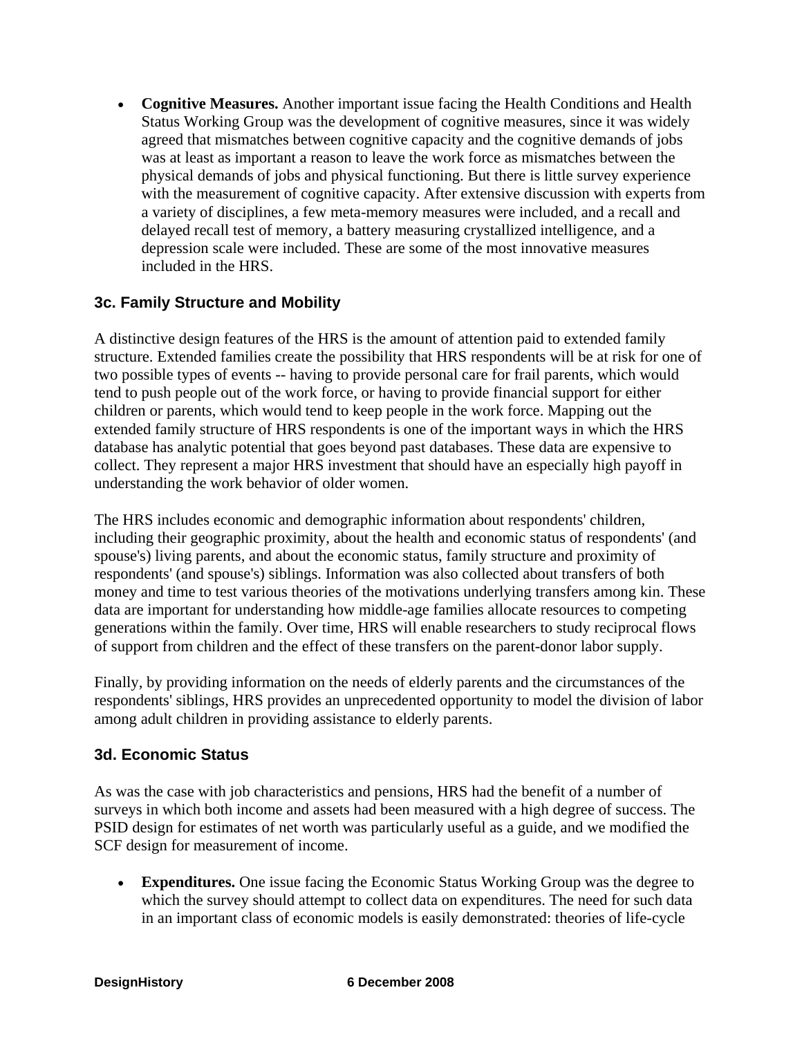- **Cognitive Measures.** Another important issue facing the Health Conditions and Health Status Working Group was the development of cognitive measures, since it was widely agreed that mismatches between cognitive capacity and the cognitive demands of jobs was at least as important a reason to leave the work force as mismatches between the physical demands of jobs and physical functioning. But there is little survey experience with the measurement of cognitive capacity. After extensive discussion with experts from a variety of disciplines, a few meta-memory measures were included, and a recall and delayed recall test of memory, a battery measuring crystallized intelligence, and a depression scale were included. These are some of the most innovative measures included in the HRS.

### 3c. Family Structure and Mobility

A distinctive design features of the HRS is the amount of attention paid to extended family structure. Extended families create the possibility that HRS respondents will be at risk for one of two possible types of events -- having to provide personal care for frail parents, which would tend to push people out of the work force, or having to provide financial support for either children or parents, which would tend to keep people in the work force. Mapping out the extended family structure of HRS respondents is one of the important ways in which the HRS database has analytic potential that goes beyond past databases. These data are expensive to collect. They represent a major HRS investment that should have an especially high payoff in understanding the work behavior of older women.

The HRS includes economic and demographic information about respondents' children, including their geographic proximity, about the health and economic status of respondents' (and spouse's) living parents, and about the economic status, family structure and proximity of respondents' (and spouse's) siblings. Information was also collected about transfers of both money and time to test various theories of the motivations underlying transfers among kin. These data are important for understanding how middle-age families allocate resources to competing generations within the family. Over time, HRS will enable researchers to study reciprocal flows of support from children and the effect of these transfers on the parent-donor labor supply.

Finally, by providing information on the needs of elderly parents and the circumstances of the respondents' siblings, HRS provides an unprecedented opportunity to model the division of labor among adult children in providing assistance to elderly parents.

### 3d. Economic Status

As was the case with job characteristics and pensions, HRS had the benefit of a number of surveys in which both income and assets had been measured with a high degree of success. The PSID design for estimates of net worth was particularly useful as a guide, and we modified the SCF design for measurement of income.

- **Expenditures.** One issue facing the Economic Status Working Group was the degree to which the survey should attempt to collect data on expenditures. The need for such data in an important class of economic models is easily demonstrated: theories of life-cycle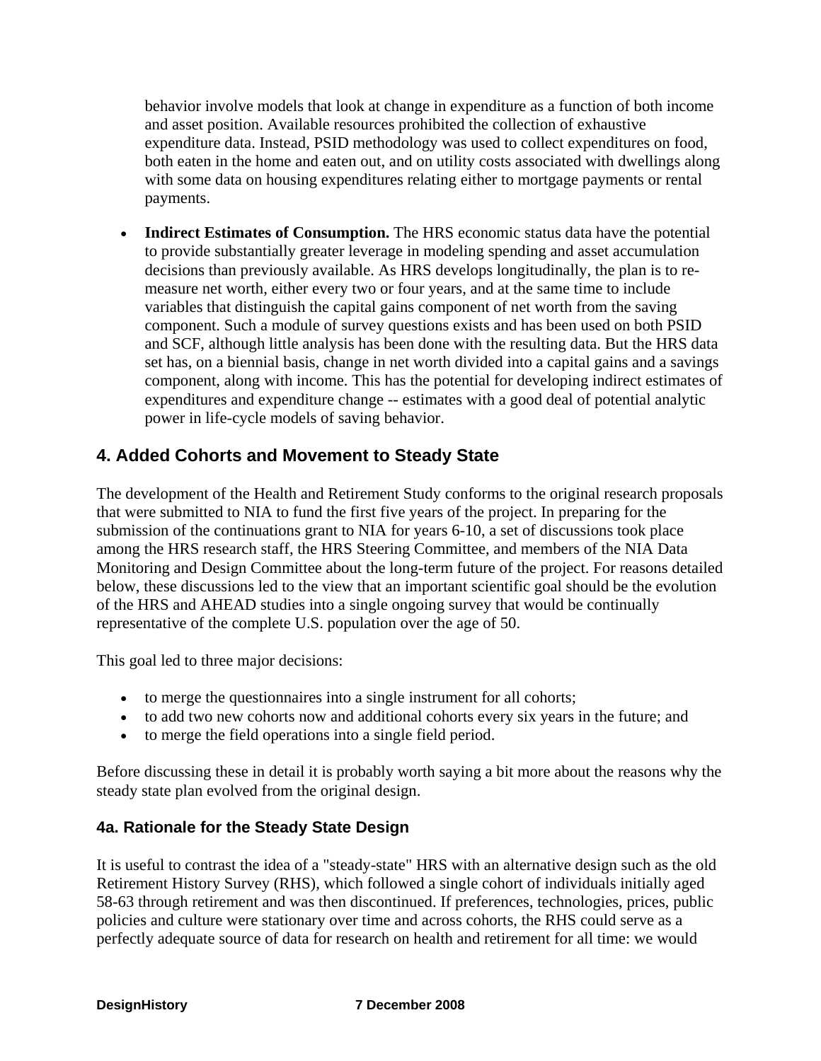behavior involve models that look at change in expenditure as a function of both income and asset position. Available resources prohibited the collection of exhaustive expenditure data. Instead, PSID methodology was used to collect expenditures on food, both eaten in the home and eaten out, and on utility costs associated with dwellings along with some data on housing expenditures relating either to mortgage payments or rental payments.

- **Indirect Estimates of Consumption.** The HRS economic status data have the potential to provide substantially greater leverage in modeling spending and asset accumulation decisions than previously available. As HRS develops longitudinally, the plan is to re-measure net worth, either every two or four years, and at the same time to include variables that distinguish the capital gains component of net worth from the saving component. Such a module of survey questions exists and has been used on both PSID and SCF, although little analysis has been done with the resulting data. But the HRS data set has, on a biennial basis, change in net worth divided into a capital gains and a savings component, along with income. This has the potential for developing indirect estimates of expenditures and expenditure change -- estimates with a good deal of potential analytic power in life-cycle models of saving behavior.

## 4. Added Cohorts and Movement to Steady State

The development of the Health and Retirement Study conforms to the original research proposals that were submitted to NIA to fund the first five years of the project. In preparing for the submission of the continuations grant to NIA for years 6-10, a set of discussions took place among the HRS research staff, the HRS Steering Committee, and members of the NIA Data Monitoring and Design Committee about the long-term future of the project. For reasons detailed below, these discussions led to the view that an important scientific goal should be the evolution of the HRS and AHEAD studies into a single ongoing survey that would be continually representative of the complete U.S. population over the age of 50.

This goal led to three major decisions:

- to merge the questionnaires into a single instrument for all cohorts;
- to add two new cohorts now and additional cohorts every six years in the future; and
- to merge the field operations into a single field period.

Before discussing these in detail it is probably worth saying a bit more about the reasons why the steady state plan evolved from the original design.

### 4a. Rationale for the Steady State Design

It is useful to contrast the idea of a "steady-state" HRS with an alternative design such as the old Retirement History Survey (RHS), which followed a single cohort of individuals initially aged 58-63 through retirement and was then discontinued. If preferences, technologies, prices, public policies and culture were stationary over time and across cohorts, the RHS could serve as a perfectly adequate source of data for research on health and retirement for all time: we would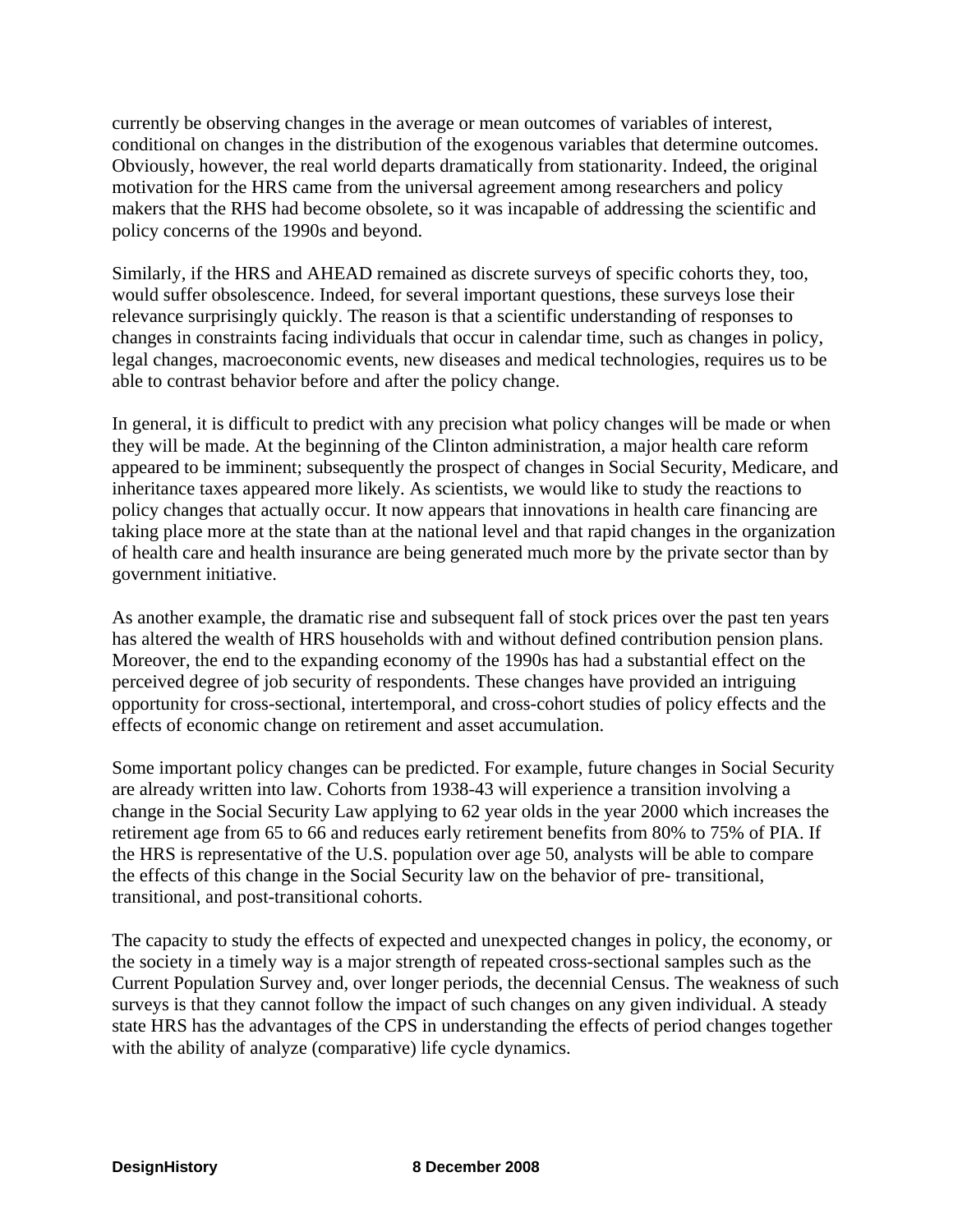currently be observing changes in the average or mean outcomes of variables of interest, conditional on changes in the distribution of the exogenous variables that determine outcomes. Obviously, however, the real world departs dramatically from stationarity. Indeed, the original motivation for the HRS came from the universal agreement among researchers and policy makers that the RHS had become obsolete, so it was incapable of addressing the scientific and policy concerns of the 1990s and beyond.

Similarly, if the HRS and AHEAD remained as discrete surveys of specific cohorts they, too, would suffer obsolescence. Indeed, for several important questions, these surveys lose their relevance surprisingly quickly. The reason is that a scientific understanding of responses to changes in constraints facing individuals that occur in calendar time, such as changes in policy, legal changes, macroeconomic events, new diseases and medical technologies, requires us to be able to contrast behavior before and after the policy change.

In general, it is difficult to predict with any precision what policy changes will be made or when they will be made. At the beginning of the Clinton administration, a major health care reform appeared to be imminent; subsequently the prospect of changes in Social Security, Medicare, and inheritance taxes appeared more likely. As scientists, we would like to study the reactions to policy changes that actually occur. It now appears that innovations in health care financing are taking place more at the state than at the national level and that rapid changes in the organization of health care and health insurance are being generated much more by the private sector than by government initiative.

As another example, the dramatic rise and subsequent fall of stock prices over the past ten years has altered the wealth of HRS households with and without defined contribution pension plans. Moreover, the end to the expanding economy of the 1990s has had a substantial effect on the perceived degree of job security of respondents. These changes have provided an intriguing opportunity for cross-sectional, intertemporal, and cross-cohort studies of policy effects and the effects of economic change on retirement and asset accumulation.

Some important policy changes can be predicted. For example, future changes in Social Security are already written into law. Cohorts from 1938-43 will experience a transition involving a change in the Social Security Law applying to 62 year olds in the year 2000 which increases the retirement age from 65 to 66 and reduces early retirement benefits from 80% to 75% of PIA. If the HRS is representative of the U.S. population over age 50, analysts will be able to compare the effects of this change in the Social Security law on the behavior of pre- transitional, transitional, and post-transitional cohorts.

The capacity to study the effects of expected and unexpected changes in policy, the economy, or the society in a timely way is a major strength of repeated cross-sectional samples such as the Current Population Survey and, over longer periods, the decennial Census. The weakness of such surveys is that they cannot follow the impact of such changes on any given individual. A steady state HRS has the advantages of the CPS in understanding the effects of period changes together with the ability of analyze (comparative) life cycle dynamics.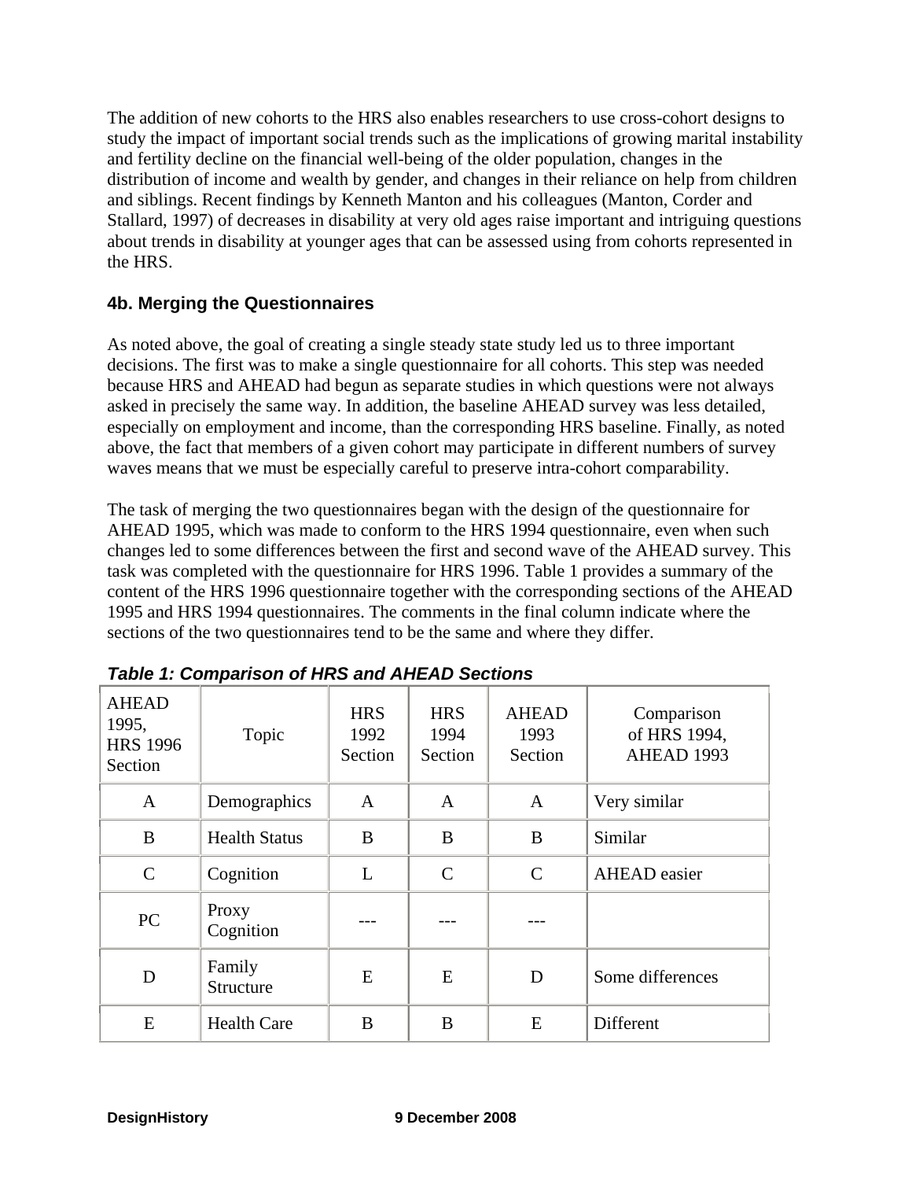The addition of new cohorts to the HRS also enables researchers to use cross-cohort designs to study the impact of important social trends such as the implications of growing marital instability and fertility decline on the financial well-being of the older population, changes in the distribution of income and wealth by gender, and changes in their reliance on help from children and siblings. Recent findings by Kenneth Manton and his colleagues (Manton, Corder and Stallard, 1997) of decreases in disability at very old ages raise important and intriguing questions about trends in disability at younger ages that can be assessed using from cohorts represented in the HRS.

### 4b. Merging the Questionnaires

As noted above, the goal of creating a single steady state study led us to three important decisions. The first was to make a single questionnaire for all cohorts. This step was needed because HRS and AHEAD had begun as separate studies in which questions were not always asked in precisely the same way. In addition, the baseline AHEAD survey was less detailed, especially on employment and income, than the corresponding HRS baseline. Finally, as noted above, the fact that members of a given cohort may participate in different numbers of survey waves means that we must be especially careful to preserve intra-cohort comparability.

The task of merging the two questionnaires began with the design of the questionnaire for AHEAD 1995, which was made to conform to the HRS 1994 questionnaire, even when such changes led to some differences between the first and second wave of the AHEAD survey. This task was completed with the questionnaire for HRS 1996. Table 1 provides a summary of the content of the HRS 1996 questionnaire together with the corresponding sections of the AHEAD 1995 and HRS 1994 questionnaires. The comments in the final column indicate where the sections of the two questionnaires tend to be the same and where they differ.

***Table 1: Comparison of HRS and AHEAD Sections***

| AHEAD 1995, HRS 1996 Section | Topic | HRS 1992 Section | HRS 1994 Section | AHEAD 1993 Section | Comparison of HRS 1994, AHEAD 1993 |
|---|---|---|---|---|---|
| A | Demographics | A | A | A | Very similar |
| B | Health Status | B | B | B | Similar |
| C | Cognition | L | C | C | AHEAD easier |
| PC | Proxy Cognition | --- | --- | --- | |
| D | Family Structure | E | E | D | Some differences |
| E | Health Care | B | B | E | Different |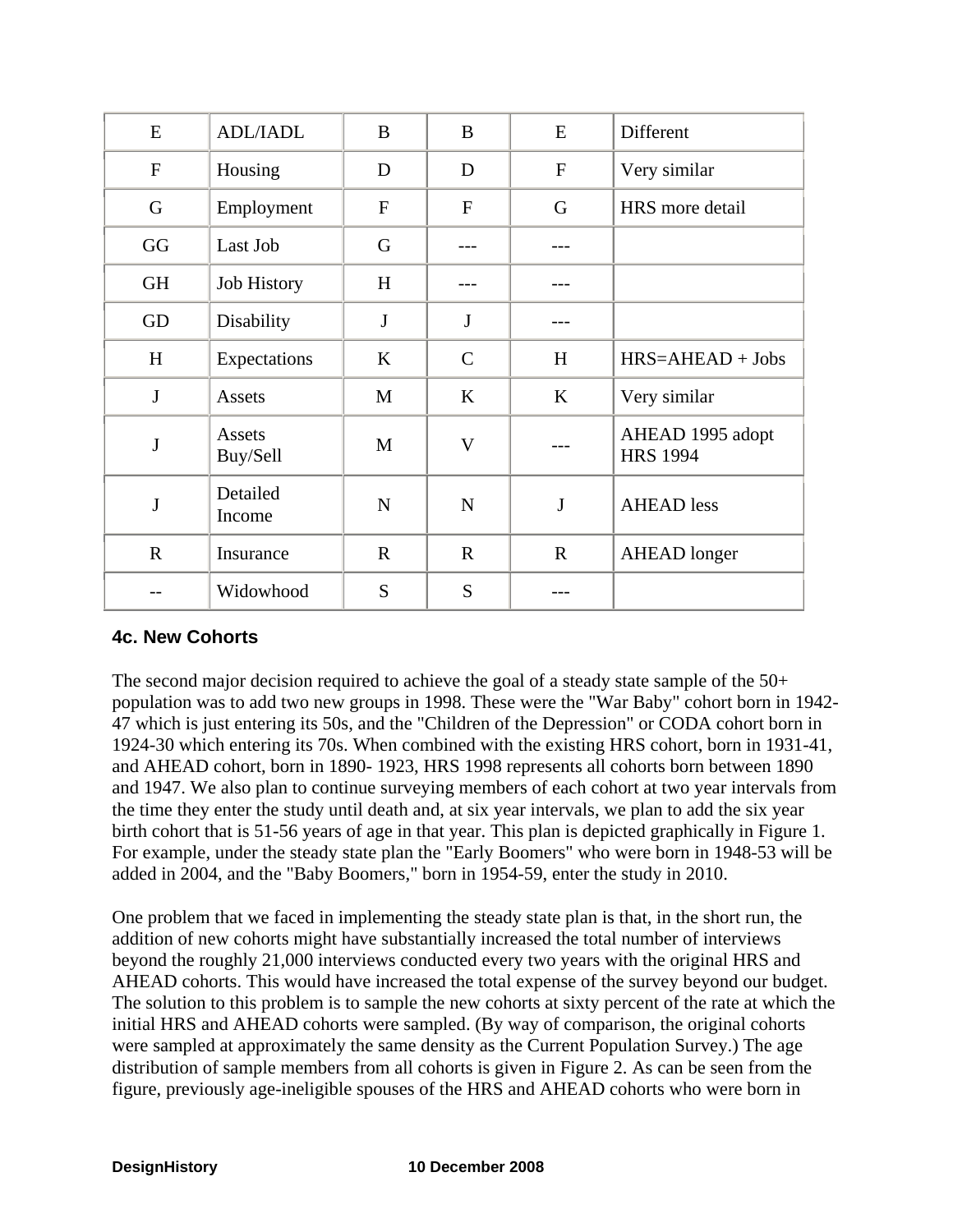| E | ADL/IADL | B | B | E | Different |
|---|---|---|---|---|---|
| F | Housing | D | D | F | Very similar |
| G | Employment | F | F | G | HRS more detail |
| GG | Last Job | G | --- | --- | |
| GH | Job History | H | --- | --- | |
| GD | Disability | J | J | --- | |
| H | Expectations | K | C | H | HRS=AHEAD + Jobs |
| J | Assets | M | K | K | Very similar |
| J | Assets Buy/Sell | M | V | --- | AHEAD 1995 adopt HRS 1994 |
| J | Detailed Income | N | N | J | AHEAD less |
| R | Insurance | R | R | R | AHEAD longer |
| -- | Widowhood | S | S | --- | |

### 4c. New Cohorts

The second major decision required to achieve the goal of a steady state sample of the 50+ population was to add two new groups in 1998. These were the "War Baby" cohort born in 1942-47 which is just entering its 50s, and the "Children of the Depression" or CODA cohort born in 1924-30 which entering its 70s. When combined with the existing HRS cohort, born in 1931-41, and AHEAD cohort, born in 1890- 1923, HRS 1998 represents all cohorts born between 1890 and 1947. We also plan to continue surveying members of each cohort at two year intervals from the time they enter the study until death and, at six year intervals, we plan to add the six year birth cohort that is 51-56 years of age in that year. This plan is depicted graphically in Figure 1. For example, under the steady state plan the "Early Boomers" who were born in 1948-53 will be added in 2004, and the "Baby Boomers," born in 1954-59, enter the study in 2010.

One problem that we faced in implementing the steady state plan is that, in the short run, the addition of new cohorts might have substantially increased the total number of interviews beyond the roughly 21,000 interviews conducted every two years with the original HRS and AHEAD cohorts. This would have increased the total expense of the survey beyond our budget. The solution to this problem is to sample the new cohorts at sixty percent of the rate at which the initial HRS and AHEAD cohorts were sampled. (By way of comparison, the original cohorts were sampled at approximately the same density as the Current Population Survey.) The age distribution of sample members from all cohorts is given in Figure 2. As can be seen from the figure, previously age-ineligible spouses of the HRS and AHEAD cohorts who were born in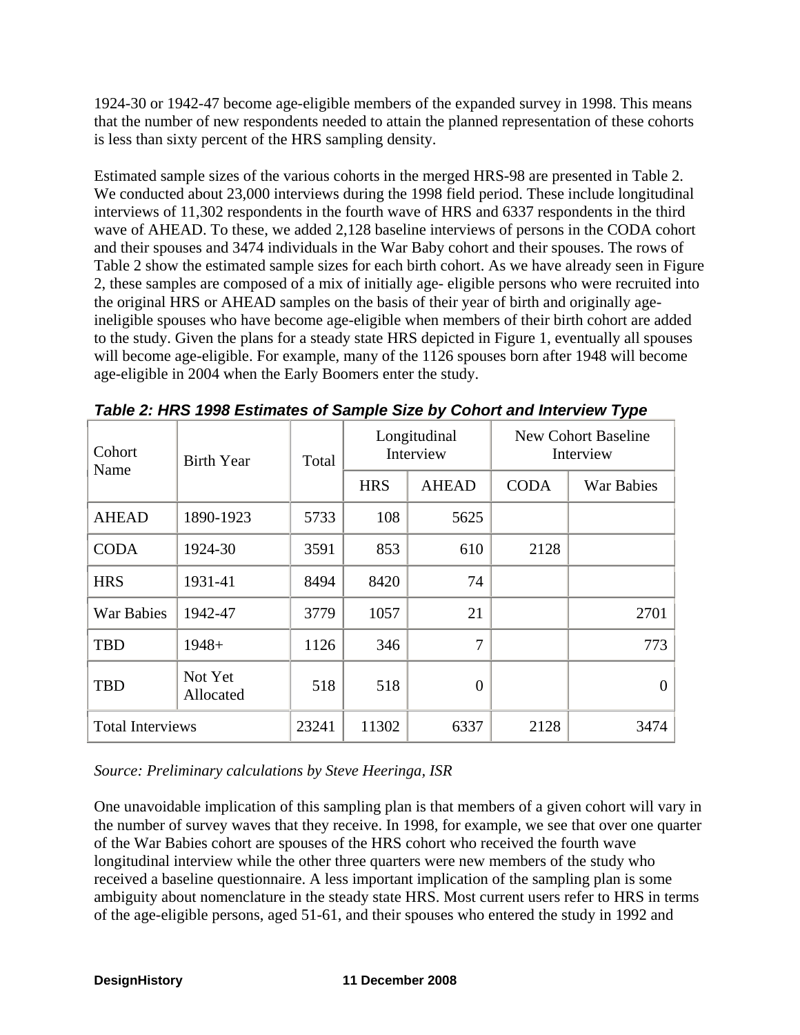1924-30 or 1942-47 become age-eligible members of the expanded survey in 1998. This means that the number of new respondents needed to attain the planned representation of these cohorts is less than sixty percent of the HRS sampling density.

Estimated sample sizes of the various cohorts in the merged HRS-98 are presented in Table 2. We conducted about 23,000 interviews during the 1998 field period. These include longitudinal interviews of 11,302 respondents in the fourth wave of HRS and 6337 respondents in the third wave of AHEAD. To these, we added 2,128 baseline interviews of persons in the CODA cohort and their spouses and 3474 individuals in the War Baby cohort and their spouses. The rows of Table 2 show the estimated sample sizes for each birth cohort. As we have already seen in Figure 2, these samples are composed of a mix of initially age- eligible persons who were recruited into the original HRS or AHEAD samples on the basis of their year of birth and originally age-ineligible spouses who have become age-eligible when members of their birth cohort are added to the study. Given the plans for a steady state HRS depicted in Figure 1, eventually all spouses will become age-eligible. For example, many of the 1126 spouses born after 1948 will become age-eligible in 2004 when the Early Boomers enter the study.

***Table 2: HRS 1998 Estimates of Sample Size by Cohort and Interview Type***

| Cohort Name | Birth Year | Total | Longitudinal Interview | | New Cohort Baseline Interview | |
|---|---|---|---|---|---|---|
| | | | HRS | AHEAD | CODA | War Babies |
| AHEAD | 1890-1923 | 5733 | 108 | 5625 | | |
| CODA | 1924-30 | 3591 | 853 | 610 | 2128 | |
| HRS | 1931-41 | 8494 | 8420 | 74 | | |
| War Babies | 1942-47 | 3779 | 1057 | 21 | | 2701 |
| TBD | 1948+ | 1126 | 346 | 7 | | 773 |
| TBD | Not Yet Allocated | 518 | 518 | 0 | | 0 |
| Total Interviews | | 23241 | 11302 | 6337 | 2128 | 3474 |

*Source: Preliminary calculations by Steve Heeringa, ISR*

One unavoidable implication of this sampling plan is that members of a given cohort will vary in the number of survey waves that they receive. In 1998, for example, we see that over one quarter of the War Babies cohort are spouses of the HRS cohort who received the fourth wave longitudinal interview while the other three quarters were new members of the study who received a baseline questionnaire. A less important implication of the sampling plan is some ambiguity about nomenclature in the steady state HRS. Most current users refer to HRS in terms of the age-eligible persons, aged 51-61, and their spouses who entered the study in 1992 and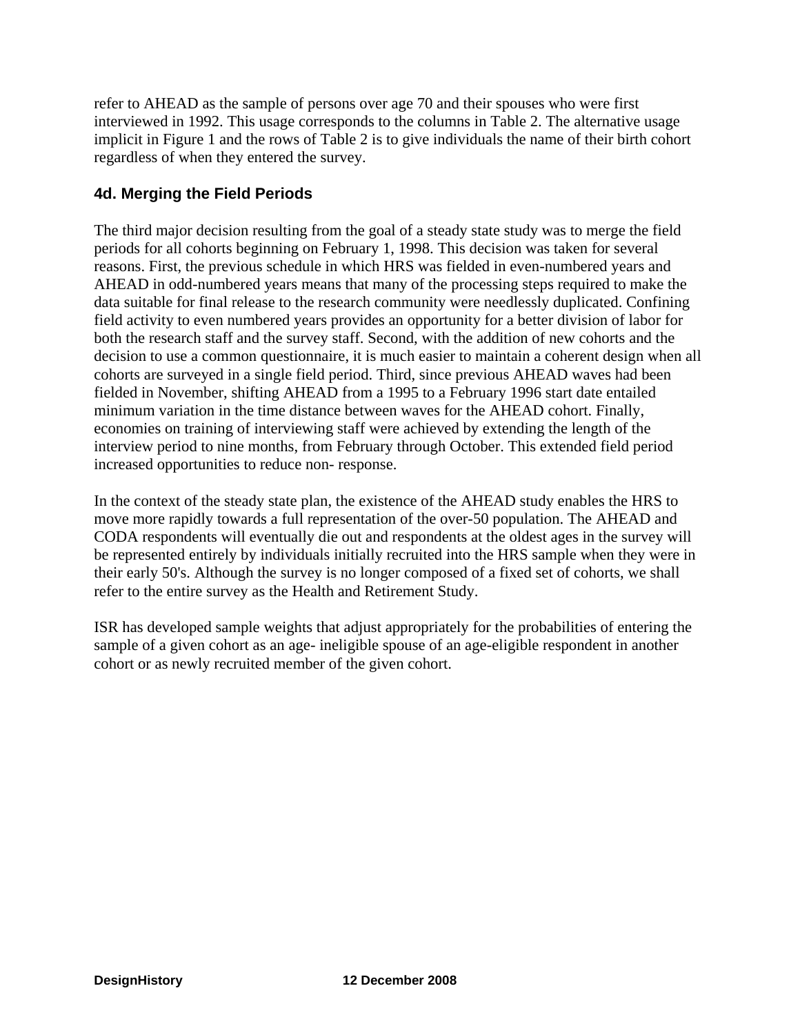refer to AHEAD as the sample of persons over age 70 and their spouses who were first interviewed in 1992. This usage corresponds to the columns in Table 2. The alternative usage implicit in Figure 1 and the rows of Table 2 is to give individuals the name of their birth cohort regardless of when they entered the survey.

### 4d. Merging the Field Periods

The third major decision resulting from the goal of a steady state study was to merge the field periods for all cohorts beginning on February 1, 1998. This decision was taken for several reasons. First, the previous schedule in which HRS was fielded in even-numbered years and AHEAD in odd-numbered years means that many of the processing steps required to make the data suitable for final release to the research community were needlessly duplicated. Confining field activity to even numbered years provides an opportunity for a better division of labor for both the research staff and the survey staff. Second, with the addition of new cohorts and the decision to use a common questionnaire, it is much easier to maintain a coherent design when all cohorts are surveyed in a single field period. Third, since previous AHEAD waves had been fielded in November, shifting AHEAD from a 1995 to a February 1996 start date entailed minimum variation in the time distance between waves for the AHEAD cohort. Finally, economies on training of interviewing staff were achieved by extending the length of the interview period to nine months, from February through October. This extended field period increased opportunities to reduce non- response.

In the context of the steady state plan, the existence of the AHEAD study enables the HRS to move more rapidly towards a full representation of the over-50 population. The AHEAD and CODA respondents will eventually die out and respondents at the oldest ages in the survey will be represented entirely by individuals initially recruited into the HRS sample when they were in their early 50's. Although the survey is no longer composed of a fixed set of cohorts, we shall refer to the entire survey as the Health and Retirement Study.

ISR has developed sample weights that adjust appropriately for the probabilities of entering the sample of a given cohort as an age- ineligible spouse of an age-eligible respondent in another cohort or as newly recruited member of the given cohort.